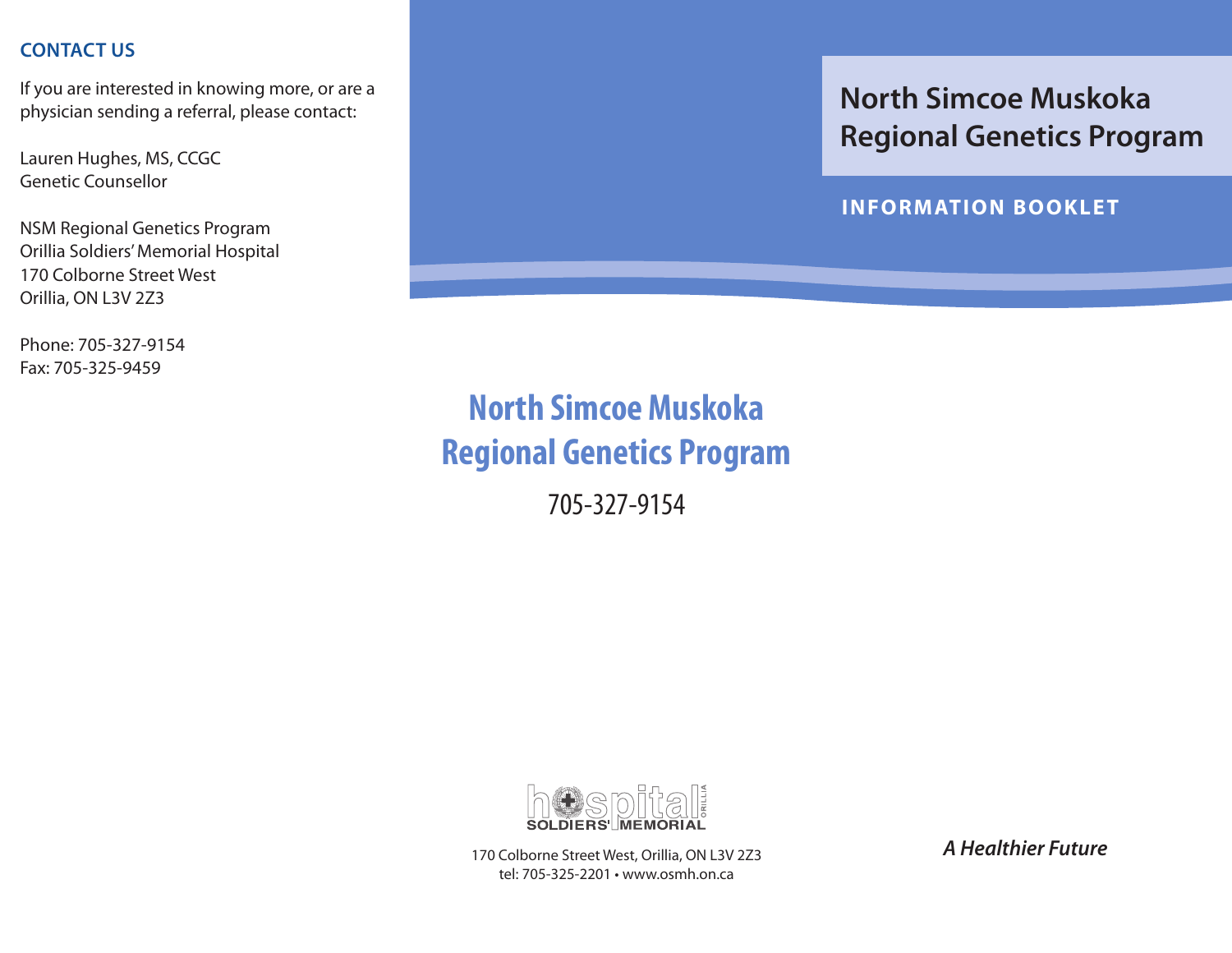## CONTACT US

If you are interested in knowing more, or are a physician sending a referral, please contact:

Lauren Hughes, MS, CCGC
Genetic Counsellor

NSM Regional Genetics Program
Orillia Soldiers' Memorial Hospital
170 Colborne Street West
Orillia, ON L3V 2Z3

Phone: 705-327-9154
Fax: 705-325-9459

# North Simcoe Muskoka Regional Genetics Program

**INFORMATION BOOKLET**

## North Simcoe Muskoka Regional Genetics Program

705-327-9154

hospital ORILLIA SOLDIERS' MEMORIAL

170 Colborne Street West, Orillia, ON L3V 2Z3
tel: 705-325-2201 • www.osmh.on.ca

***A Healthier Future***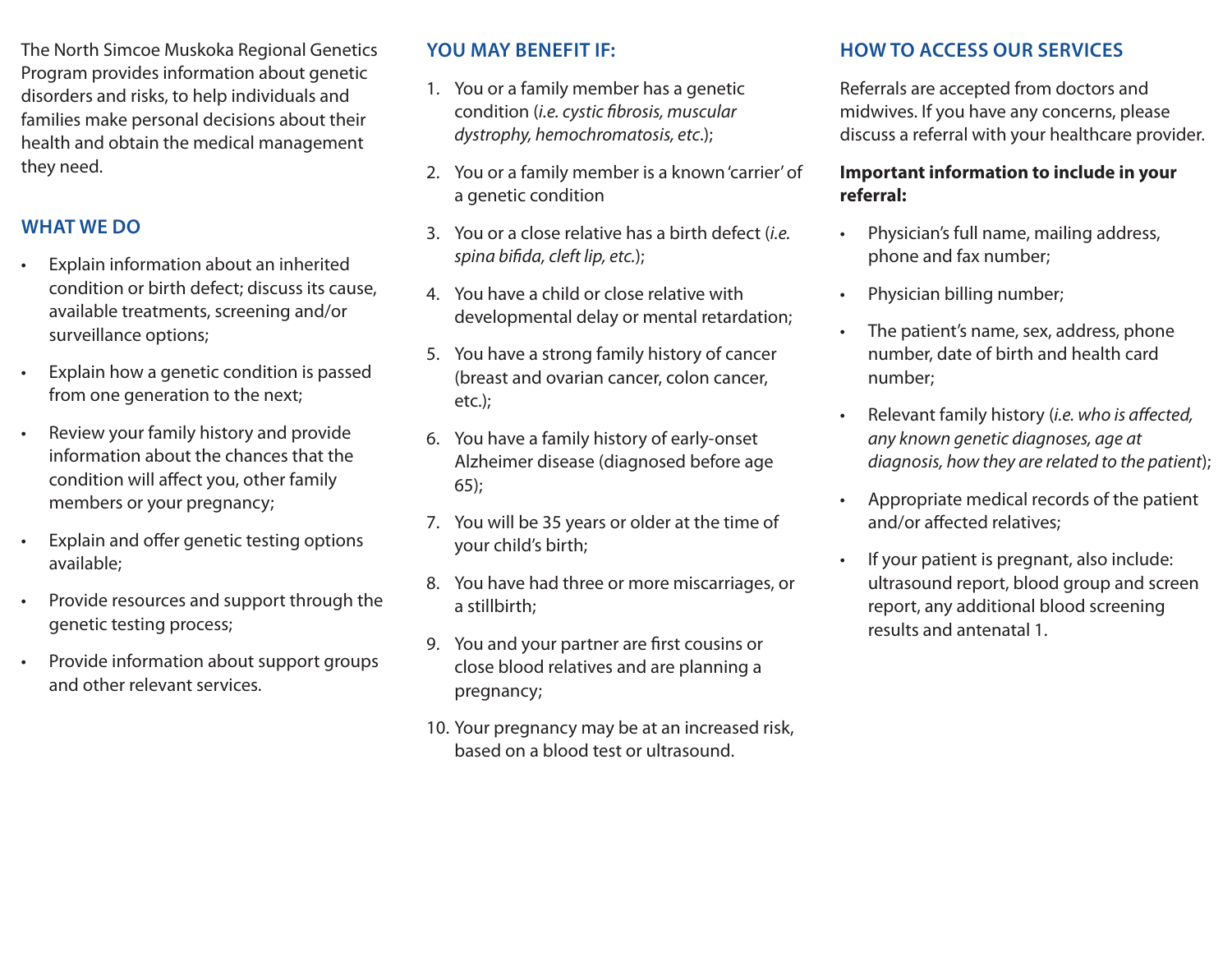The North Simcoe Muskoka Regional Genetics Program provides information about genetic disorders and risks, to help individuals and families make personal decisions about their health and obtain the medical management they need.

## WHAT WE DO

- Explain information about an inherited condition or birth defect; discuss its cause, available treatments, screening and/or surveillance options;
- Explain how a genetic condition is passed from one generation to the next;
- Review your family history and provide information about the chances that the condition will affect you, other family members or your pregnancy;
- Explain and offer genetic testing options available;
- Provide resources and support through the genetic testing process;
- Provide information about support groups and other relevant services.

## YOU MAY BENEFIT IF:

1. You or a family member has a genetic condition (*i.e. cystic fibrosis, muscular dystrophy, hemochromatosis, etc.*);
2. You or a family member is a known 'carrier' of a genetic condition
3. You or a close relative has a birth defect (*i.e. spina bifida, cleft lip, etc.*);
4. You have a child or close relative with developmental delay or mental retardation;
5. You have a strong family history of cancer (breast and ovarian cancer, colon cancer, etc.);
6. You have a family history of early-onset Alzheimer disease (diagnosed before age 65);
7. You will be 35 years or older at the time of your child's birth;
8. You have had three or more miscarriages, or a stillbirth;
9. You and your partner are first cousins or close blood relatives and are planning a pregnancy;
10. Your pregnancy may be at an increased risk, based on a blood test or ultrasound.

## HOW TO ACCESS OUR SERVICES

Referrals are accepted from doctors and midwives. If you have any concerns, please discuss a referral with your healthcare provider.

**Important information to include in your referral:**

- Physician's full name, mailing address, phone and fax number;
- Physician billing number;
- The patient's name, sex, address, phone number, date of birth and health card number;
- Relevant family history (*i.e. who is affected, any known genetic diagnoses, age at diagnosis, how they are related to the patient*);
- Appropriate medical records of the patient and/or affected relatives;
- If your patient is pregnant, also include: ultrasound report, blood group and screen report, any additional blood screening results and antenatal 1.